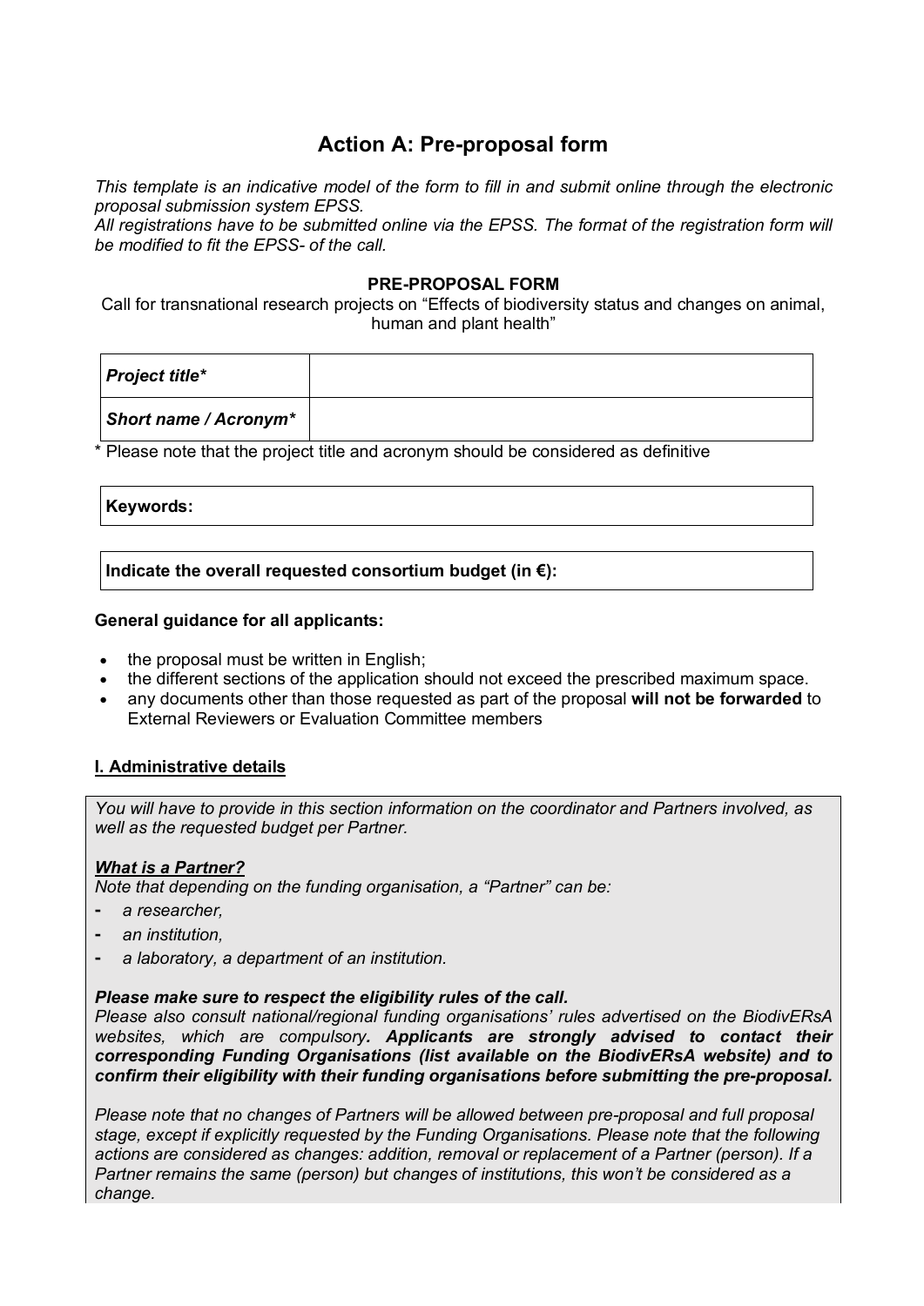# Action A: Pre-proposal form

*This template is an indicative model of the form to fill in and submit online through the electronic proposal submission system EPSS.*
*All registrations have to be submitted online via the EPSS. The format of the registration form will be modified to fit the EPSS- of the call.*

**PRE-PROPOSAL FORM**

Call for transnational research projects on "Effects of biodiversity status and changes on animal, human and plant health"

| | |
|---|---|
| ***Project title**** | |
| ***Short name / Acronym**** | |

\* Please note that the project title and acronym should be considered as definitive

| **Keywords:** |
|---|

| **Indicate the overall requested consortium budget (in €):** |
|---|

**General guidance for all applicants:**

- the proposal must be written in English;
- the different sections of the application should not exceed the prescribed maximum space.
- any documents other than those requested as part of the proposal **will not be forwarded** to External Reviewers or Evaluation Committee members

## I. Administrative details

*You will have to provide in this section information on the coordinator and Partners involved, as well as the requested budget per Partner.*

***What is a Partner?***

*Note that depending on the funding organisation, a "Partner" can be:*

- *a researcher,*
- *an institution,*
- *a laboratory, a department of an institution.*

***Please make sure to respect the eligibility rules of the call.***
*Please also consult national/regional funding organisations' rules advertised on the BiodivERsA websites, which are compulsory**. Applicants are strongly advised to contact their corresponding Funding Organisations (list available on the BiodivERsA website) and to confirm their eligibility with their funding organisations before submitting the pre-proposal.***

*Please note that no changes of Partners will be allowed between pre-proposal and full proposal stage, except if explicitly requested by the Funding Organisations. Please note that the following actions are considered as changes: addition, removal or replacement of a Partner (person). If a Partner remains the same (person) but changes of institutions, this won't be considered as a change.*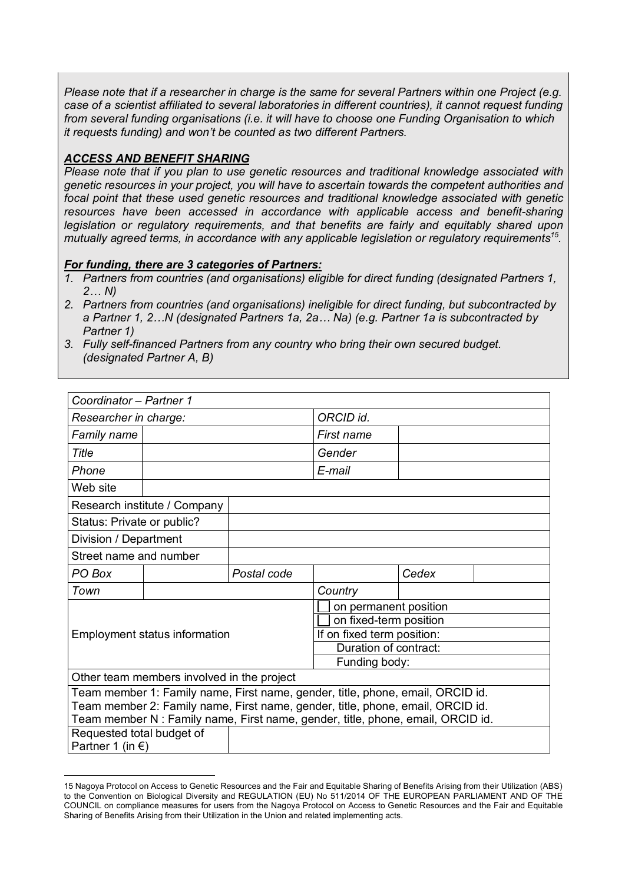*Please note that if a researcher in charge is the same for several Partners within one Project (e.g. case of a scientist affiliated to several laboratories in different countries), it cannot request funding from several funding organisations (i.e. it will have to choose one Funding Organisation to which it requests funding) and won't be counted as two different Partners.*

***ACCESS AND BENEFIT SHARING***

*Please note that if you plan to use genetic resources and traditional knowledge associated with genetic resources in your project, you will have to ascertain towards the competent authorities and focal point that these used genetic resources and traditional knowledge associated with genetic resources have been accessed in accordance with applicable access and benefit-sharing legislation or regulatory requirements, and that benefits are fairly and equitably shared upon mutually agreed terms, in accordance with any applicable legislation or regulatory requirements[15].*

***For funding, there are 3 categories of Partners:***

1. *Partners from countries (and organisations) eligible for direct funding (designated Partners 1, 2… N)*
2. *Partners from countries (and organisations) ineligible for direct funding, but subcontracted by a Partner 1, 2…N (designated Partners 1a, 2a… Na) (e.g. Partner 1a is subcontracted by Partner 1)*
3. *Fully self-financed Partners from any country who bring their own secured budget. (designated Partner A, B)*

| *Coordinator – Partner 1* | | | | | |
|---|---|---|---|---|---|
| *Researcher in charge:* | | | *ORCID id.* | | |
| *Family name* | | | *First name* | | |
| *Title* | | | *Gender* | | |
| *Phone* | | | *E-mail* | | |
| Web site | | | | | |
| Research institute / Company | | | | | |
| Status: Private or public? | | | | | |
| Division / Department | | | | | |
| Street name and number | | | | | |
| *PO Box* | | *Postal code* | | *Cedex* | |
| *Town* | | | *Country* | | |
| Employment status information | | | ☐ on permanent position | | |
| | | | ☐ on fixed-term position | | |
| | | | If on fixed term position: | | |
| | | | Duration of contract: | | |
| | | | Funding body: | | |
| Other team members involved in the project | | | | | |
| Team member 1: Family name, First name, gender, title, phone, email, ORCID id.<br>Team member 2: Family name, First name, gender, title, phone, email, ORCID id.<br>Team member N : Family name, First name, gender, title, phone, email, ORCID id. | | | | | |
| Requested total budget of Partner 1 (in €) | | | | | |

15 Nagoya Protocol on Access to Genetic Resources and the Fair and Equitable Sharing of Benefits Arising from their Utilization (ABS) to the Convention on Biological Diversity and REGULATION (EU) No 511/2014 OF THE EUROPEAN PARLIAMENT AND OF THE COUNCIL on compliance measures for users from the Nagoya Protocol on Access to Genetic Resources and the Fair and Equitable Sharing of Benefits Arising from their Utilization in the Union and related implementing acts.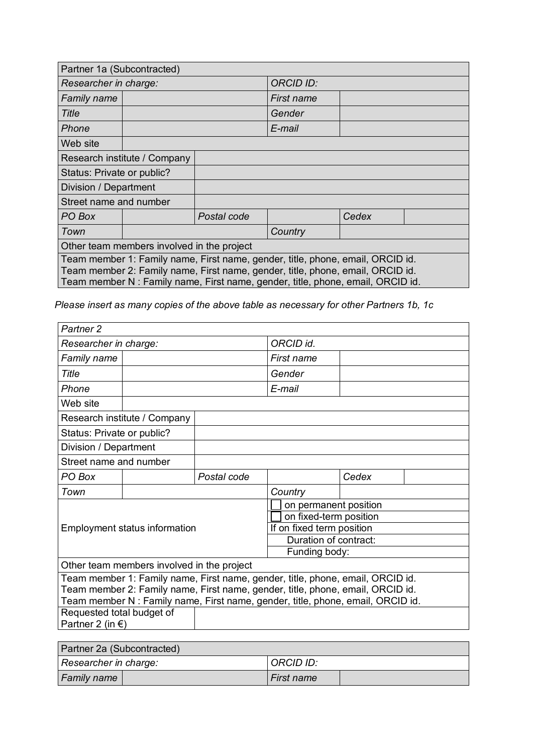| Partner 1a (Subcontracted) | | | | | |
|---|---|---|---|---|---|
| *Researcher in charge:* | | | *ORCID ID:* | | |
| *Family name* | | | *First name* | | |
| *Title* | | | *Gender* | | |
| *Phone* | | | *E-mail* | | |
| Web site | | | | | |
| Research institute / Company | | | | | |
| Status: Private or public? | | | | | |
| Division / Department | | | | | |
| Street name and number | | | | | |
| *PO Box* | | *Postal code* | | *Cedex* | |
| *Town* | | | *Country* | | |
| Other team members involved in the project | | | | | |
| Team member 1: Family name, First name, gender, title, phone, email, ORCID id.<br>Team member 2: Family name, First name, gender, title, phone, email, ORCID id.<br>Team member N : Family name, First name, gender, title, phone, email, ORCID id. | | | | | |

*Please insert as many copies of the above table as necessary for other Partners 1b, 1c*

| *Partner 2* | | | | | |
|---|---|---|---|---|---|
| *Researcher in charge:* | | | *ORCID id.* | | |
| *Family name* | | | *First name* | | |
| *Title* | | | *Gender* | | |
| *Phone* | | | *E-mail* | | |
| Web site | | | | | |
| Research institute / Company | | | | | |
| Status: Private or public? | | | | | |
| Division / Department | | | | | |
| Street name and number | | | | | |
| *PO Box* | | *Postal code* | | *Cedex* | |
| *Town* | | | *Country* | | |
| Employment status information | | | ☐ on permanent position<br>☐ on fixed-term position<br>If on fixed term position<br>Duration of contract:<br>Funding body: | | |
| Other team members involved in the project | | | | | |
| Team member 1: Family name, First name, gender, title, phone, email, ORCID id.<br>Team member 2: Family name, First name, gender, title, phone, email, ORCID id.<br>Team member N : Family name, First name, gender, title, phone, email, ORCID id. | | | | | |
| Requested total budget of Partner 2 (in €) | | | | | |

| Partner 2a (Subcontracted) | | | |
|---|---|---|---|
| *Researcher in charge:* | | *ORCID ID:* | |
| *Family name* | | *First name* | |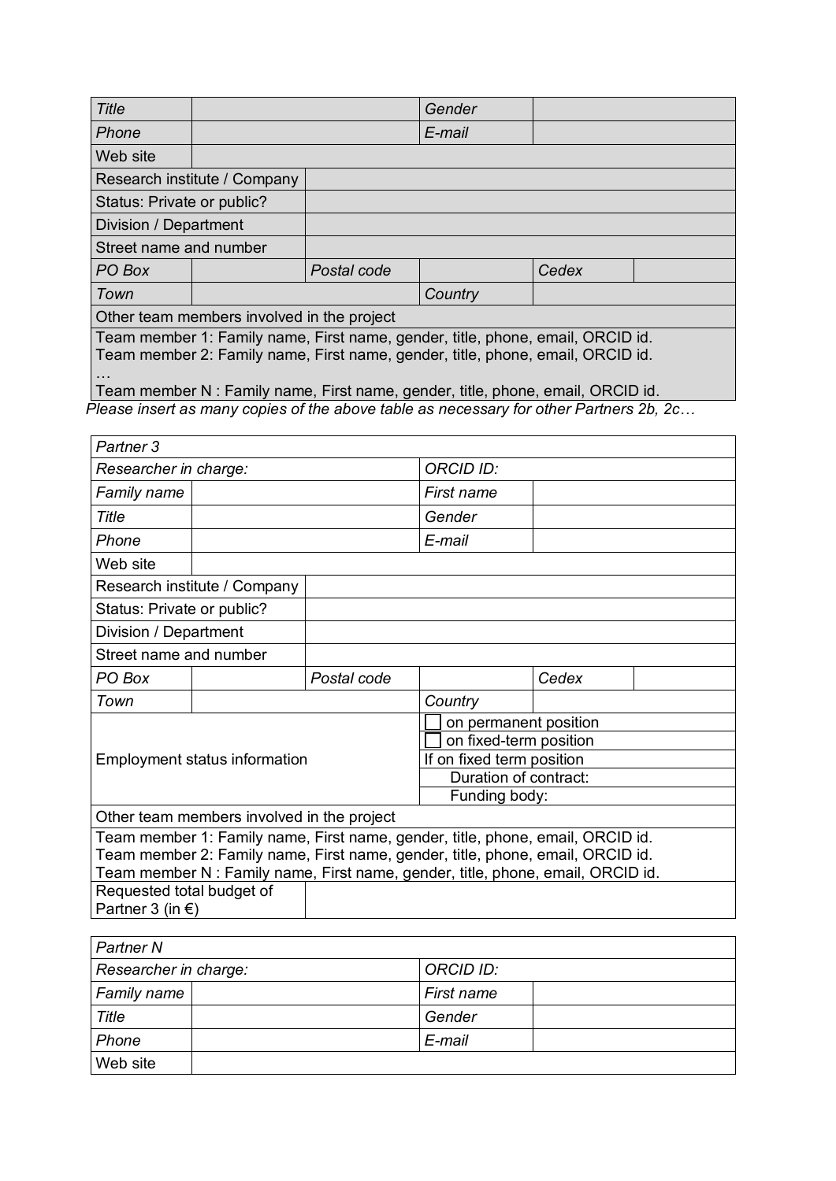| *Title* | | *Gender* | |
|---|---|---|---|
| *Phone* | | *E-mail* | |
| Web site | | | |
| Research institute / Company | | | |
| Status: Private or public? | | | |
| Division / Department | | | |
| Street name and number | | | |
| *PO Box* | | *Postal code* | | *Cedex* | |
| *Town* | | *Country* | |
| Other team members involved in the project | | | |
| Team member 1: Family name, First name, gender, title, phone, email, ORCID id.<br>Team member 2: Family name, First name, gender, title, phone, email, ORCID id.<br>…<br>Team member N : Family name, First name, gender, title, phone, email, ORCID id. | | | |

*Please insert as many copies of the above table as necessary for other Partners 2b, 2c…*

| *Partner 3* | | | |
|---|---|---|---|
| *Researcher in charge:* | | *ORCID ID:* | |
| *Family name* | | *First name* | |
| *Title* | | *Gender* | |
| *Phone* | | *E-mail* | |
| Web site | | | |
| Research institute / Company | | | |
| Status: Private or public? | | | |
| Division / Department | | | |
| Street name and number | | | |
| *PO Box* | | *Postal code* | | *Cedex* | |
| *Town* | | *Country* | |
| Employment status information | | ☐ on permanent position<br>☐ on fixed-term position<br>If on fixed term position<br>Duration of contract:<br>Funding body: | |
| Other team members involved in the project | | | |
| Team member 1: Family name, First name, gender, title, phone, email, ORCID id.<br>Team member 2: Family name, First name, gender, title, phone, email, ORCID id.<br>Team member N : Family name, First name, gender, title, phone, email, ORCID id. | | | |
| Requested total budget of Partner 3 (in €) | | | |

| *Partner N* | | | |
|---|---|---|---|
| *Researcher in charge:* | | *ORCID ID:* | |
| *Family name* | | *First name* | |
| *Title* | | *Gender* | |
| *Phone* | | *E-mail* | |
| Web site | | | |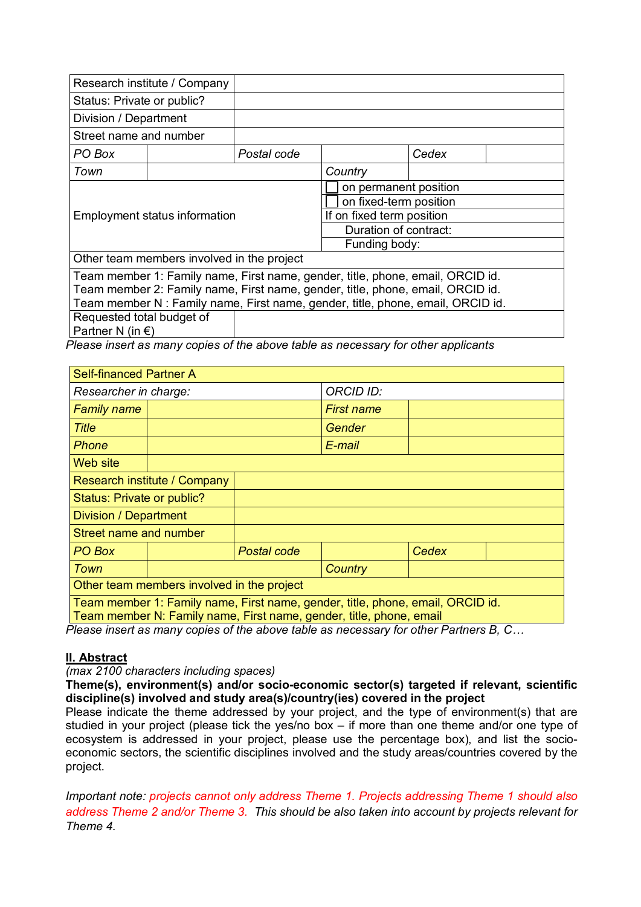| Research institute / Company | | | | | |
|---|---|---|---|---|---|
| Status: Private or public? | | | | | |
| Division / Department | | | | | |
| Street name and number | | | | | |
| *PO Box* | | *Postal code* | | *Cedex* | |
| *Town* | | | *Country* | | |
| Employment status information | | | ☐ on permanent position<br>☐ on fixed-term position<br>If on fixed term position<br>Duration of contract:<br>Funding body: | | |
| Other team members involved in the project | | | | | |
| Team member 1: Family name, First name, gender, title, phone, email, ORCID id.<br>Team member 2: Family name, First name, gender, title, phone, email, ORCID id.<br>Team member N : Family name, First name, gender, title, phone, email, ORCID id. | | | | | |
| Requested total budget of Partner N (in €) | | | | | |

*Please insert as many copies of the above table as necessary for other applicants*

| Self-financed Partner A | | | | | |
|---|---|---|---|---|---|
| *Researcher in charge:* | | | *ORCID ID:* | | |
| *Family name* | | | *First name* | | |
| *Title* | | | *Gender* | | |
| *Phone* | | | *E-mail* | | |
| Web site | | | | | |
| Research institute / Company | | | | | |
| Status: Private or public? | | | | | |
| Division / Department | | | | | |
| Street name and number | | | | | |
| *PO Box* | | *Postal code* | | *Cedex* | |
| *Town* | | | *Country* | | |
| Other team members involved in the project | | | | | |
| Team member 1: Family name, First name, gender, title, phone, email, ORCID id.<br>Team member N: Family name, First name, gender, title, phone, email | | | | | |

*Please insert as many copies of the above table as necessary for other Partners B, C…*

## II. Abstract

*(max 2100 characters including spaces)*

**Theme(s), environment(s) and/or socio-economic sector(s) targeted if relevant, scientific discipline(s) involved and study area(s)/country(ies) covered in the project**

Please indicate the theme addressed by your project, and the type of environment(s) that are studied in your project (please tick the yes/no box – if more than one theme and/or one type of ecosystem is addressed in your project, please use the percentage box), and list the socio-economic sectors, the scientific disciplines involved and the study areas/countries covered by the project.

*Important note: projects cannot only address Theme 1. Projects addressing Theme 1 should also address Theme 2 and/or Theme 3. This should be also taken into account by projects relevant for Theme 4.*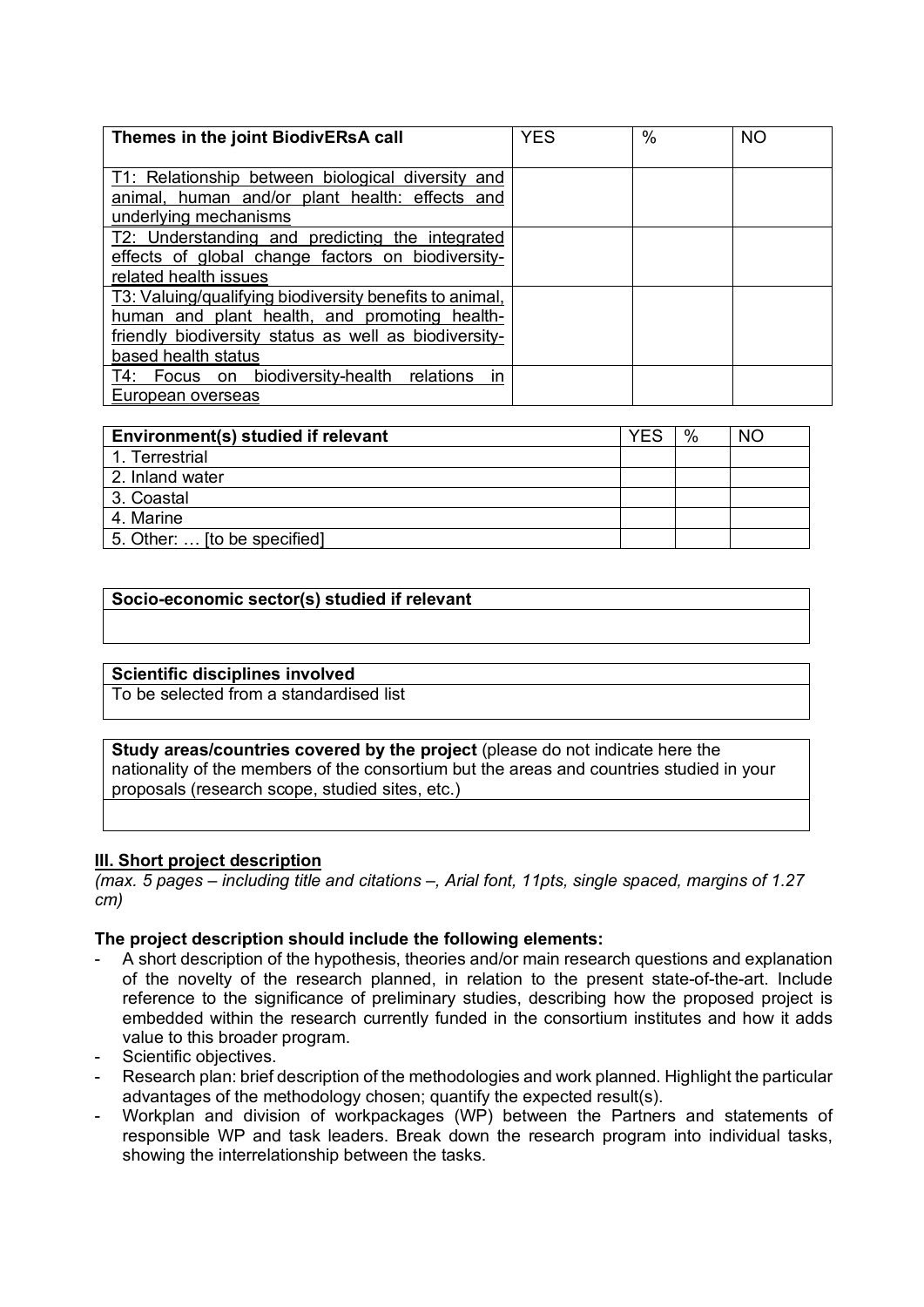| Themes in the joint BiodivERsA call | YES | % | NO |
| --- | --- | --- | --- |
| T1: Relationship between biological diversity and animal, human and/or plant health: effects and underlying mechanisms | | | |
| T2: Understanding and predicting the integrated effects of global change factors on biodiversity-related health issues | | | |
| T3: Valuing/qualifying biodiversity benefits to animal, human and plant health, and promoting health-friendly biodiversity status as well as biodiversity-based health status | | | |
| T4: Focus on biodiversity-health relations in European overseas | | | |

| Environment(s) studied if relevant | YES | % | NO |
| --- | --- | --- | --- |
| 1. Terrestrial | | | |
| 2. Inland water | | | |
| 3. Coastal | | | |
| 4. Marine | | | |
| 5. Other: … [to be specified] | | | |

| Socio-economic sector(s) studied if relevant |
| --- |
| |

| Scientific disciplines involved |
| --- |
| To be selected from a standardised list |

| **Study areas/countries covered by the project** (please do not indicate here the nationality of the members of the consortium but the areas and countries studied in your proposals (research scope, studied sites, etc.) |
| --- |
| |

## III. Short project description

*(max. 5 pages – including title and citations –, Arial font, 11pts, single spaced, margins of 1.27 cm)*

**The project description should include the following elements:**

- A short description of the hypothesis, theories and/or main research questions and explanation of the novelty of the research planned, in relation to the present state-of-the-art. Include reference to the significance of preliminary studies, describing how the proposed project is embedded within the research currently funded in the consortium institutes and how it adds value to this broader program.
- Scientific objectives.
- Research plan: brief description of the methodologies and work planned. Highlight the particular advantages of the methodology chosen; quantify the expected result(s).
- Workplan and division of workpackages (WP) between the Partners and statements of responsible WP and task leaders. Break down the research program into individual tasks, showing the interrelationship between the tasks.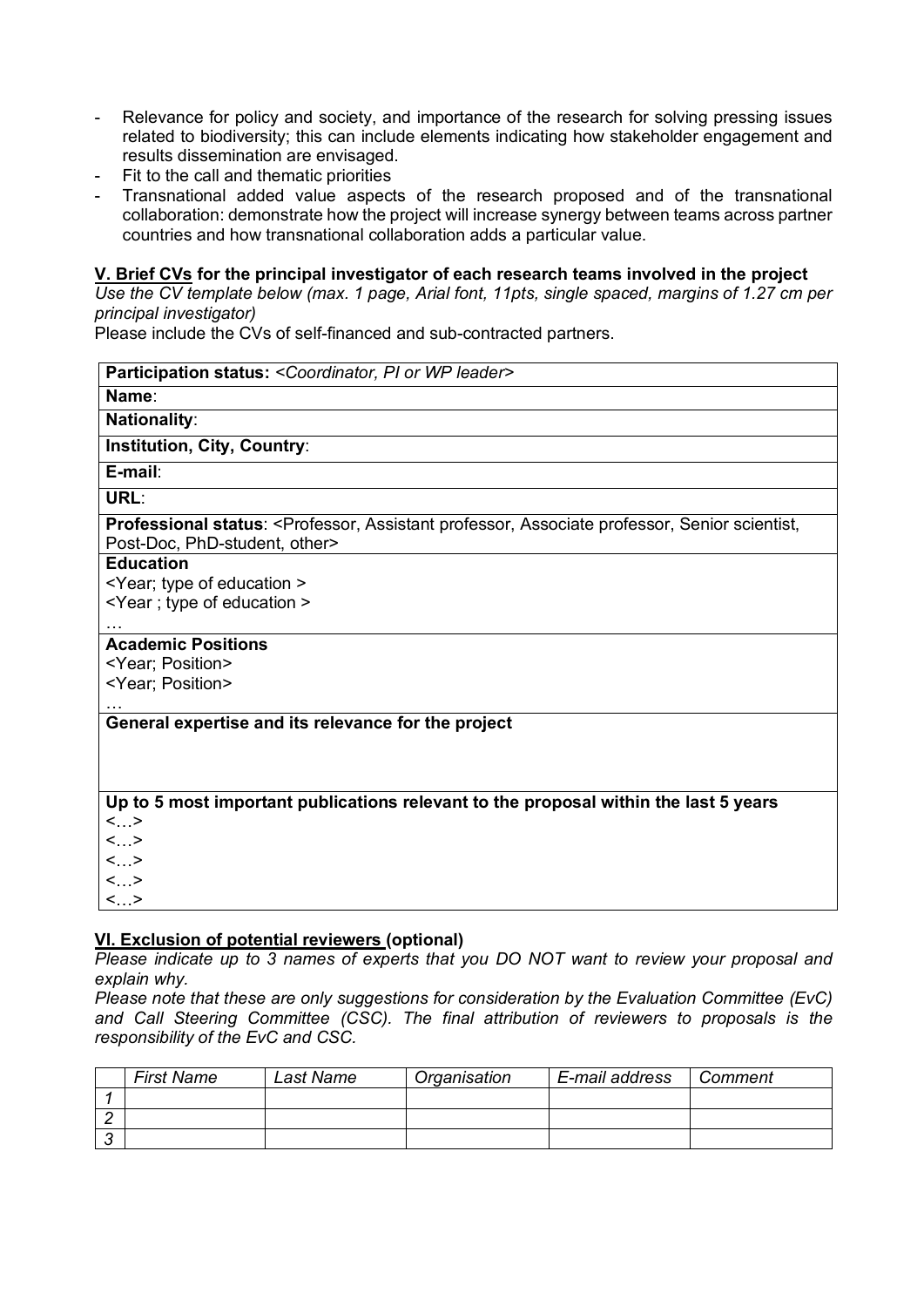- Relevance for policy and society, and importance of the research for solving pressing issues related to biodiversity; this can include elements indicating how stakeholder engagement and results dissemination are envisaged.
- Fit to the call and thematic priorities
- Transnational added value aspects of the research proposed and of the transnational collaboration: demonstrate how the project will increase synergy between teams across partner countries and how transnational collaboration adds a particular value.

**<u>V. Brief CVs</u> for the principal investigator of each research teams involved in the project**

*Use the CV template below (max. 1 page, Arial font, 11pts, single spaced, margins of 1.27 cm per principal investigator)*

Please include the CVs of self-financed and sub-contracted partners.

| |
|---|
| **Participation status:** *<Coordinator, PI or WP leader>* |
| **Name**: |
| **Nationality**: |
| **Institution, City, Country**: |
| **E-mail**: |
| **URL**: |
| **Professional status**: <Professor, Assistant professor, Associate professor, Senior scientist, Post-Doc, PhD-student, other> |
| **Education**<br><Year; type of education ><br><Year ; type of education ><br>… |
| **Academic Positions**<br><Year; Position><br><Year; Position><br>… |
| **General expertise and its relevance for the project** |
| **Up to 5 most important publications relevant to the proposal within the last 5 years**<br><…><br><…><br><…><br><…><br><…> |

**<u>VI. Exclusion of potential reviewers</u> (optional)**

*Please indicate up to 3 names of experts that you DO NOT want to review your proposal and explain why.*

*Please note that these are only suggestions for consideration by the Evaluation Committee (EvC) and Call Steering Committee (CSC). The final attribution of reviewers to proposals is the responsibility of the EvC and CSC.*

| | *First Name* | *Last Name* | *Organisation* | *E-mail address* | *Comment* |
|---|---|---|---|---|---|
| *1* | | | | | |
| *2* | | | | | |
| *3* | | | | | |